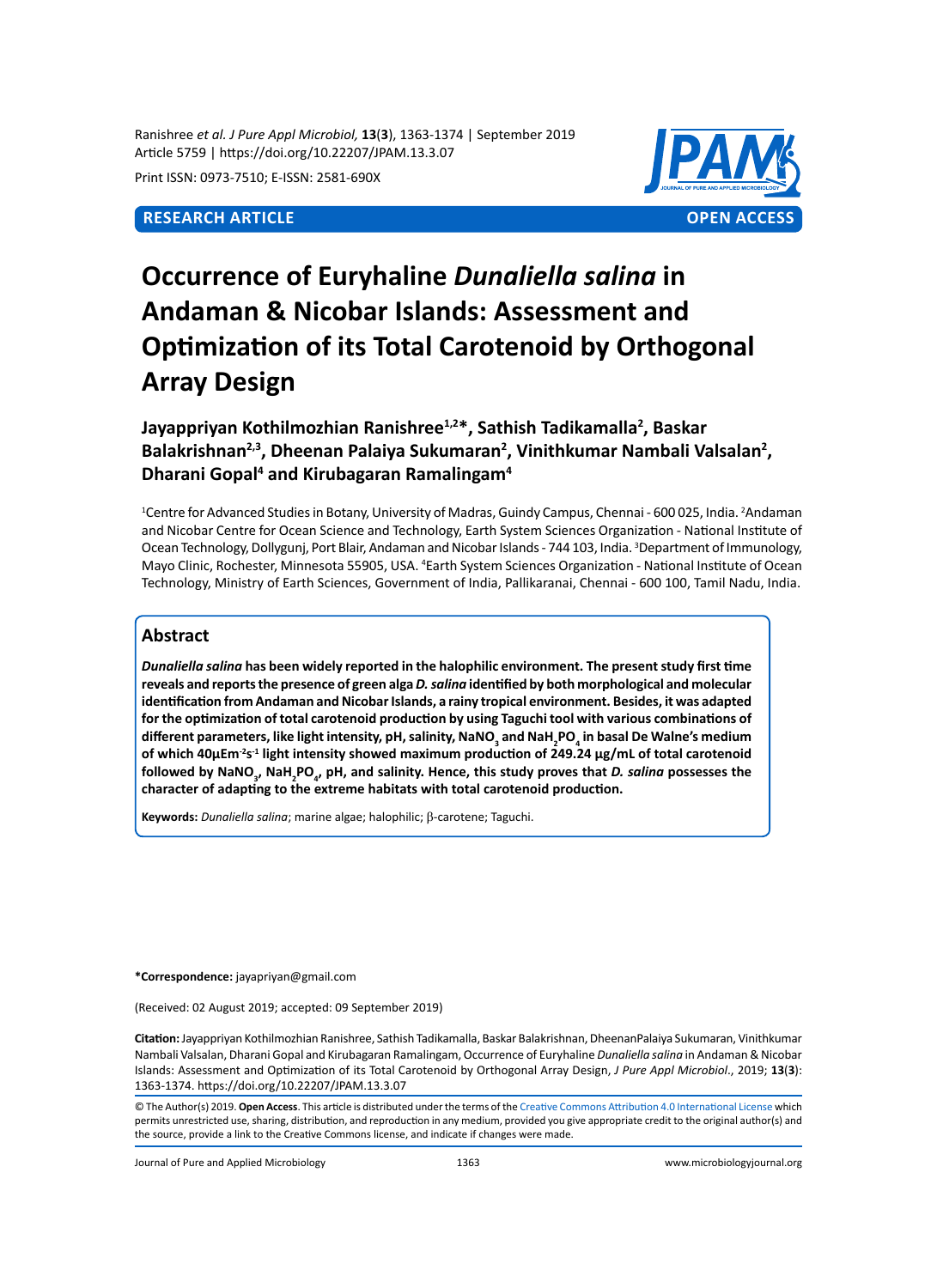Print ISSN: 0973-7510; E-ISSN: 2581-690X

**RESEARCH ARTICLE** **OPEN ACCESS**

# Occurrence of Euryhaline *Dunaliella salina* in Andaman & Nicobar Islands: Assessment and Optimization of its Total Carotenoid by Orthogonal Array Design

**Jayappriyan Kothilmozhian Ranishree[1,2]*, Sathish Tadikamalla[2], Baskar Balakrishnan[2,3], Dheenan Palaiya Sukumaran[2], Vinithkumar Nambali Valsalan[2], Dharani Gopal[4] and Kirubagaran Ramalingam[4]**

[1]Centre for Advanced Studies in Botany, University of Madras, Guindy Campus, Chennai - 600 025, India. [2]Andaman and Nicobar Centre for Ocean Science and Technology, Earth System Sciences Organization - National Institute of Ocean Technology, Dollygunj, Port Blair, Andaman and Nicobar Islands - 744 103, India. [3]Department of Immunology, Mayo Clinic, Rochester, Minnesota 55905, USA. [4]Earth System Sciences Organization - National Institute of Ocean Technology, Ministry of Earth Sciences, Government of India, Pallikaranai, Chennai - 600 100, Tamil Nadu, India.

## Abstract

***Dunaliella salina* has been widely reported in the halophilic environment. The present study first time reveals and reports the presence of green alga *D. salina* identified by both morphological and molecular identification from Andaman and Nicobar Islands, a rainy tropical environment. Besides, it was adapted for the optimization of total carotenoid production by using Taguchi tool with various combinations of different parameters, like light intensity, pH, salinity, $NaNO_3$ and $NaH_2PO_4$ in basal De Walne's medium of which 40µE$m^{-2}s^{-1}$ light intensity showed maximum production of 249.24 µg/mL of total carotenoid followed by $NaNO_3$, $NaH_2PO_4$, pH, and salinity. Hence, this study proves that *D. salina* possesses the character of adapting to the extreme habitats with total carotenoid production.**

**Keywords:** *Dunaliella salina*; marine algae; halophilic; β-carotene; Taguchi.

**\*Correspondence:** jayapriyan@gmail.com

(Received: 02 August 2019; accepted: 09 September 2019)

**Citation:** Jayappriyan Kothilmozhian Ranishree, Sathish Tadikamalla, Baskar Balakrishnan, DheenanPalaiya Sukumaran, Vinithkumar Nambali Valsalan, Dharani Gopal and Kirubagaran Ramalingam, Occurrence of Euryhaline *Dunaliella salina* in Andaman & Nicobar Islands: Assessment and Optimization of its Total Carotenoid by Orthogonal Array Design, *J Pure Appl Microbiol*., 2019; **13**(**3**): 1363-1374. https://doi.org/10.22207/JPAM.13.3.07

© The Author(s) 2019. **Open Access**. This article is distributed under the terms of the Creative Commons Attribution 4.0 International License which permits unrestricted use, sharing, distribution, and reproduction in any medium, provided you give appropriate credit to the original author(s) and the source, provide a link to the Creative Commons license, and indicate if changes were made.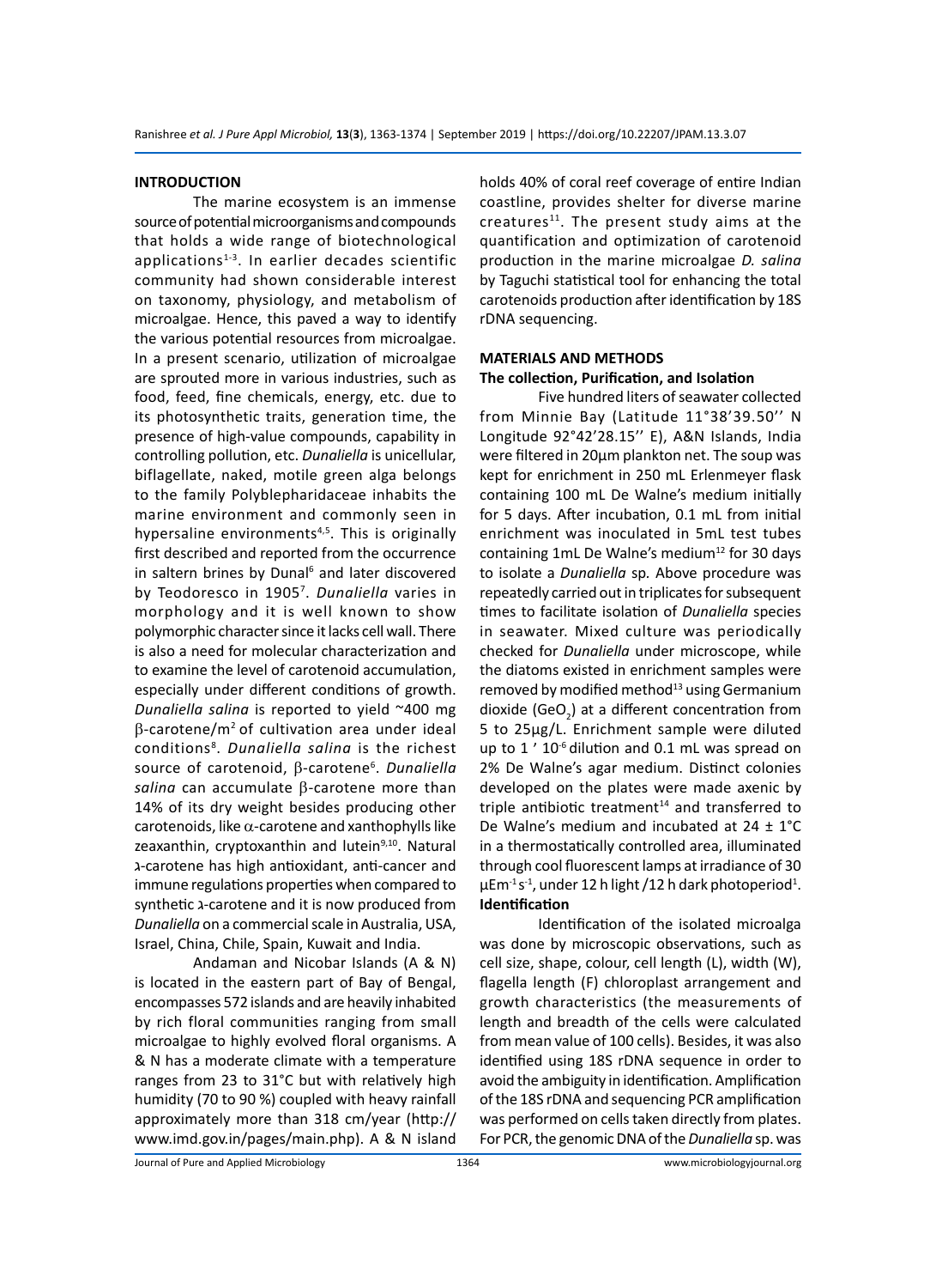## INTRODUCTION

The marine ecosystem is an immense source of potential microorganisms and compounds that holds a wide range of biotechnological applications[1-3]. In earlier decades scientific community had shown considerable interest on taxonomy, physiology, and metabolism of microalgae. Hence, this paved a way to identify the various potential resources from microalgae. In a present scenario, utilization of microalgae are sprouted more in various industries, such as food, feed, fine chemicals, energy, etc. due to its photosynthetic traits, generation time, the presence of high-value compounds, capability in controlling pollution, etc. *Dunaliella* is unicellular, biflagellate, naked, motile green alga belongs to the family Polyblepharidaceae inhabits the marine environment and commonly seen in hypersaline environments[4,5]. This is originally first described and reported from the occurrence in saltern brines by Dunal[6] and later discovered by Teodoresco in 1905[7]. *Dunaliella* varies in morphology and it is well known to show polymorphic character since it lacks cell wall. There is also a need for molecular characterization and to examine the level of carotenoid accumulation, especially under different conditions of growth. *Dunaliella salina* is reported to yield ~400 mg β-carotene/m$^2$ of cultivation area under ideal conditions[8]. *Dunaliella salina* is the richest source of carotenoid, β-carotene[6]. *Dunaliella salina* can accumulate β-carotene more than 14% of its dry weight besides producing other carotenoids, like α-carotene and xanthophylls like zeaxanthin, cryptoxanthin and lutein[9,10]. Natural ʎ-carotene has high antioxidant, anti-cancer and immune regulations properties when compared to synthetic ʎ-carotene and it is now produced from *Dunaliella* on a commercial scale in Australia, USA, Israel, China, Chile, Spain, Kuwait and India.

Andaman and Nicobar Islands (A & N) is located in the eastern part of Bay of Bengal, encompasses 572 islands and are heavily inhabited by rich floral communities ranging from small microalgae to highly evolved floral organisms. A & N has a moderate climate with a temperature ranges from 23 to 31°C but with relatively high humidity (70 to 90 %) coupled with heavy rainfall approximately more than 318 cm/year (http://www.imd.gov.in/pages/main.php). A & N island holds 40% of coral reef coverage of entire Indian coastline, provides shelter for diverse marine creatures[11]. The present study aims at the quantification and optimization of carotenoid production in the marine microalgae *D. salina* by Taguchi statistical tool for enhancing the total carotenoids production after identification by 18S rDNA sequencing.

## MATERIALS AND METHODS

### The collection, Purification, and Isolation

Five hundred liters of seawater collected from Minnie Bay (Latitude 11°38'39.50'' N Longitude 92°42'28.15'' E), A&N Islands, India were filtered in 20µm plankton net. The soup was kept for enrichment in 250 mL Erlenmeyer flask containing 100 mL De Walne's medium initially for 5 days. After incubation, 0.1 mL from initial enrichment was inoculated in 5mL test tubes containing 1mL De Walne's medium[12] for 30 days to isolate a *Dunaliella* sp. Above procedure was repeatedly carried out in triplicates for subsequent times to facilitate isolation of *Dunaliella* species in seawater. Mixed culture was periodically checked for *Dunaliella* under microscope, while the diatoms existed in enrichment samples were removed by modified method[13] using Germanium dioxide ($GeO_2$) at a different concentration from 5 to 25µg/L. Enrichment sample were diluted up to 1 ' $10^{-6}$ dilution and 0.1 mL was spread on 2% De Walne's agar medium. Distinct colonies developed on the plates were made axenic by triple antibiotic treatment[14] and transferred to De Walne's medium and incubated at 24 ± 1°C in a thermostatically controlled area, illuminated through cool fluorescent lamps at irradiance of 30 µEm$^{-1}$s$^{-1}$, under 12 h light /12 h dark photoperiod[1].

### Identification

Identification of the isolated microalga was done by microscopic observations, such as cell size, shape, colour, cell length (L), width (W), flagella length (F) chloroplast arrangement and growth characteristics (the measurements of length and breadth of the cells were calculated from mean value of 100 cells). Besides, it was also identified using 18S rDNA sequence in order to avoid the ambiguity in identification. Amplification of the 18S rDNA and sequencing PCR amplification was performed on cells taken directly from plates. For PCR, the genomic DNA of the *Dunaliella* sp. was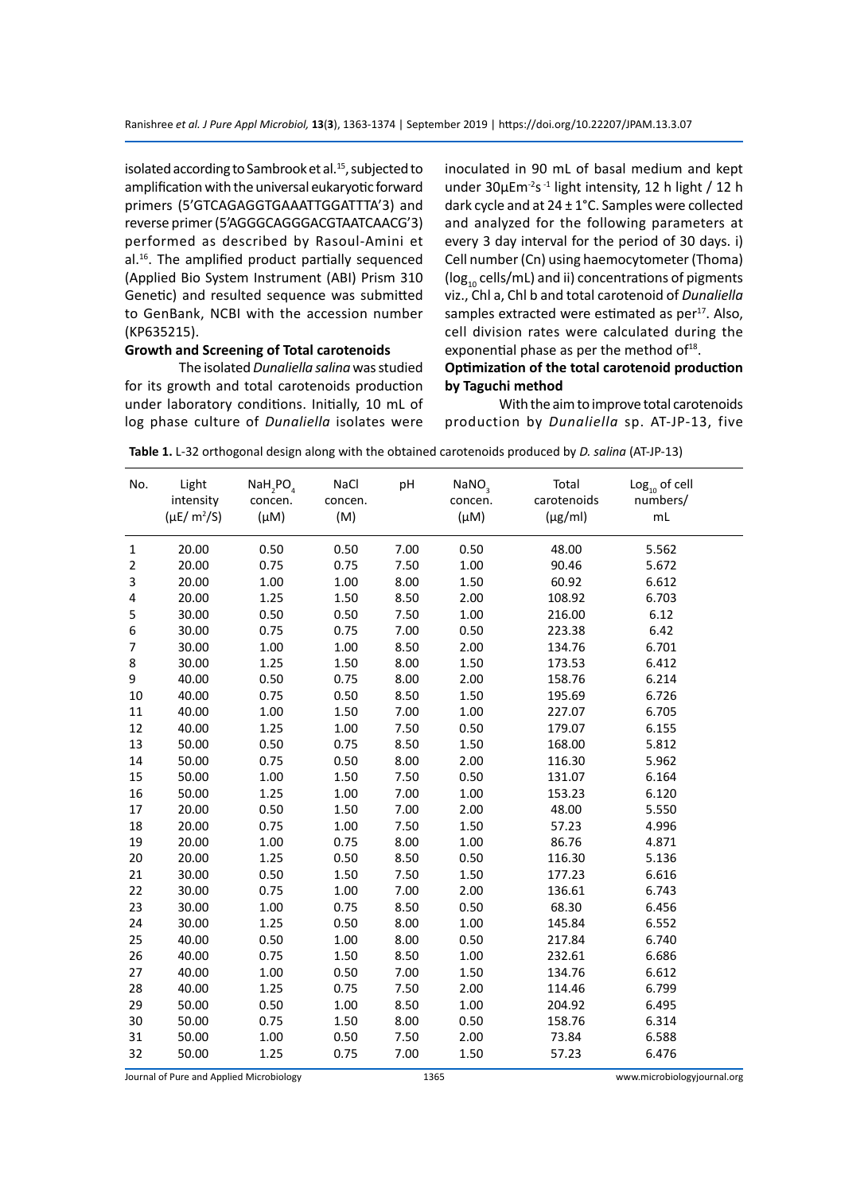isolated according to Sambrook et al.[15], subjected to amplification with the universal eukaryotic forward primers (5'GTCAGAGGTGAAATTGGATTTA'3) and reverse primer (5'AGGGCAGGGACGTAATCAACG'3) performed as described by Rasoul-Amini et al.[16]. The amplified product partially sequenced (Applied Bio System Instrument (ABI) Prism 310 Genetic) and resulted sequence was submitted to GenBank, NCBI with the accession number (KP635215).

**Growth and Screening of Total carotenoids**

The isolated *Dunaliella salina* was studied for its growth and total carotenoids production under laboratory conditions. Initially, 10 mL of log phase culture of *Dunaliella* isolates were inoculated in 90 mL of basal medium and kept under 30µEm$^{-2}$s$^{-1}$ light intensity, 12 h light / 12 h dark cycle and at 24 ± 1°C. Samples were collected and analyzed for the following parameters at every 3 day interval for the period of 30 days. i) Cell number (Cn) using haemocytometer (Thoma) ($\log_{10}$ cells/mL) and ii) concentrations of pigments viz., Chl a, Chl b and total carotenoid of *Dunaliella* samples extracted were estimated as per[17]. Also, cell division rates were calculated during the exponential phase as per the method of[18].

**Optimization of the total carotenoid production by Taguchi method**

With the aim to improve total carotenoids production by *Dunaliella* sp. AT-JP-13, five

**Table 1.** L-32 orthogonal design along with the obtained carotenoids produced by *D. salina* (AT-JP-13)

| No. | Light intensity (µE/ m$^2$/S) | $NaH_2PO_4$ concen. (µM) | NaCl concen. (M) | pH | $NaNO_3$ concen. (µM) | Total carotenoids (µg/ml) | $\log_{10}$ of cell numbers/ mL |
|---|---|---|---|---|---|---|---|
| 1 | 20.00 | 0.50 | 0.50 | 7.00 | 0.50 | 48.00 | 5.562 |
| 2 | 20.00 | 0.75 | 0.75 | 7.50 | 1.00 | 90.46 | 5.672 |
| 3 | 20.00 | 1.00 | 1.00 | 8.00 | 1.50 | 60.92 | 6.612 |
| 4 | 20.00 | 1.25 | 1.50 | 8.50 | 2.00 | 108.92 | 6.703 |
| 5 | 30.00 | 0.50 | 0.50 | 7.50 | 1.00 | 216.00 | 6.12 |
| 6 | 30.00 | 0.75 | 0.75 | 7.00 | 0.50 | 223.38 | 6.42 |
| 7 | 30.00 | 1.00 | 1.00 | 8.50 | 2.00 | 134.76 | 6.701 |
| 8 | 30.00 | 1.25 | 1.50 | 8.00 | 1.50 | 173.53 | 6.412 |
| 9 | 40.00 | 0.50 | 0.75 | 8.00 | 2.00 | 158.76 | 6.214 |
| 10 | 40.00 | 0.75 | 0.50 | 8.50 | 1.50 | 195.69 | 6.726 |
| 11 | 40.00 | 1.00 | 1.50 | 7.00 | 1.00 | 227.07 | 6.705 |
| 12 | 40.00 | 1.25 | 1.00 | 7.50 | 0.50 | 179.07 | 6.155 |
| 13 | 50.00 | 0.50 | 0.75 | 8.50 | 1.50 | 168.00 | 5.812 |
| 14 | 50.00 | 0.75 | 0.50 | 8.00 | 2.00 | 116.30 | 5.962 |
| 15 | 50.00 | 1.00 | 1.50 | 7.50 | 0.50 | 131.07 | 6.164 |
| 16 | 50.00 | 1.25 | 1.00 | 7.00 | 1.00 | 153.23 | 6.120 |
| 17 | 20.00 | 0.50 | 1.50 | 7.00 | 2.00 | 48.00 | 5.550 |
| 18 | 20.00 | 0.75 | 1.00 | 7.50 | 1.50 | 57.23 | 4.996 |
| 19 | 20.00 | 1.00 | 0.75 | 8.00 | 1.00 | 86.76 | 4.871 |
| 20 | 20.00 | 1.25 | 0.50 | 8.50 | 0.50 | 116.30 | 5.136 |
| 21 | 30.00 | 0.50 | 1.50 | 7.50 | 1.50 | 177.23 | 6.616 |
| 22 | 30.00 | 0.75 | 1.00 | 7.00 | 2.00 | 136.61 | 6.743 |
| 23 | 30.00 | 1.00 | 0.75 | 8.50 | 0.50 | 68.30 | 6.456 |
| 24 | 30.00 | 1.25 | 0.50 | 8.00 | 1.00 | 145.84 | 6.552 |
| 25 | 40.00 | 0.50 | 1.00 | 8.00 | 0.50 | 217.84 | 6.740 |
| 26 | 40.00 | 0.75 | 1.50 | 8.50 | 1.00 | 232.61 | 6.686 |
| 27 | 40.00 | 1.00 | 0.50 | 7.00 | 1.50 | 134.76 | 6.612 |
| 28 | 40.00 | 1.25 | 0.75 | 7.50 | 2.00 | 114.46 | 6.799 |
| 29 | 50.00 | 0.50 | 1.00 | 8.50 | 1.00 | 204.92 | 6.495 |
| 30 | 50.00 | 0.75 | 1.50 | 8.00 | 0.50 | 158.76 | 6.314 |
| 31 | 50.00 | 1.00 | 0.50 | 7.50 | 2.00 | 73.84 | 6.588 |
| 32 | 50.00 | 1.25 | 0.75 | 7.00 | 1.50 | 57.23 | 6.476 |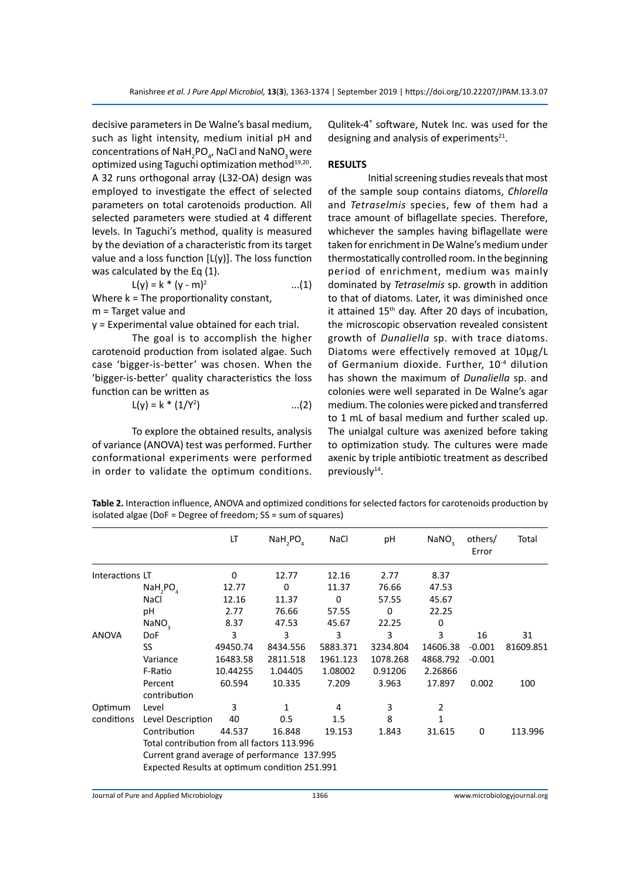decisive parameters in De Walne's basal medium, such as light intensity, medium initial pH and concentrations of $NaH_2PO_4$, NaCl and $NaNO_3$ were optimized using Taguchi optimization method[19,20]. A 32 runs orthogonal array (L32-OA) design was employed to investigate the effect of selected parameters on total carotenoids production. All selected parameters were studied at 4 different levels. In Taguchi's method, quality is measured by the deviation of a characteristic from its target value and a loss function [L(y)]. The loss function was calculated by the Eq (1).

$$L(y) = k * (y - m)^2 \quad ...(1)$$

Where k = The proportionality constant,
m = Target value and
y = Experimental value obtained for each trial.

The goal is to accomplish the higher carotenoid production from isolated algae. Such case 'bigger-is-better' was chosen. When the 'bigger-is-better' quality characteristics the loss function can be written as

$$L(y) = k * (1/Y^2) \quad ...(2)$$

To explore the obtained results, analysis of variance (ANOVA) test was performed. Further conformational experiments were performed in order to validate the optimum conditions. Qulitek-4® software, Nutek Inc. was used for the designing and analysis of experiments[21].

## RESULTS

Initial screening studies reveals that most of the sample soup contains diatoms, *Chlorella* and *Tetraselmis* species, few of them had a trace amount of biflagellate species. Therefore, whichever the samples having biflagellate were taken for enrichment in De Walne's medium under thermostatically controlled room. In the beginning period of enrichment, medium was mainly dominated by *Tetraselmis* sp. growth in addition to that of diatoms. Later, it was diminished once it attained 15th day. After 20 days of incubation, the microscopic observation revealed consistent growth of *Dunaliella* sp. with trace diatoms. Diatoms were effectively removed at 10µg/L of Germanium dioxide. Further, $10^{-4}$ dilution has shown the maximum of *Dunaliella* sp. and colonies were well separated in De Walne's agar medium. The colonies were picked and transferred to 1 mL of basal medium and further scaled up. The unialgal culture was axenized before taking to optimization study. The cultures were made axenic by triple antibiotic treatment as described previously[14].

**Table 2.** Interaction influence, ANOVA and optimized conditions for selected factors for carotenoids production by isolated algae (DoF = Degree of freedom; SS = sum of squares)

| | | LT | $NaH_2PO_4$ | NaCl | pH | $NaNO_3$ | others/ Error | Total |
|---|---|---|---|---|---|---|---|---|
| Interactions | LT | 0 | 12.77 | 12.16 | 2.77 | 8.37 | | |
| | $NaH_2PO_4$ | 12.77 | 0 | 11.37 | 76.66 | 47.53 | | |
| | NaCl | 12.16 | 11.37 | 0 | 57.55 | 45.67 | | |
| | pH | 2.77 | 76.66 | 57.55 | 0 | 22.25 | | |
| | $NaNO_3$ | 8.37 | 47.53 | 45.67 | 22.25 | 0 | | |
| ANOVA | DoF | 3 | 3 | 3 | 3 | 3 | 16 | 31 |
| | SS | 49450.74 | 8434.556 | 5883.371 | 3234.804 | 14606.38 | -0.001 | 81609.851 |
| | Variance | 16483.58 | 2811.518 | 1961.123 | 1078.268 | 4868.792 | -0.001 | |
| | F-Ratio | 10.44255 | 1.04405 | 1.08002 | 0.91206 | 2.26866 | | |
| | Percent contribution | 60.594 | 10.335 | 7.209 | 3.963 | 17.897 | 0.002 | 100 |
| Optimum conditions | Level | 3 | 1 | 4 | 3 | 2 | | |
| | Level Description | 40 | 0.5 | 1.5 | 8 | 1 | | |
| | Contribution | 44.537 | 16.848 | 19.153 | 1.843 | 31.615 | 0 | 113.996 |
| | Total contribution from all factors 113.996 | | | | | | | |
| | Current grand average of performance 137.995 | | | | | | | |
| | Expected Results at optimum condition 251.991 | | | | | | | |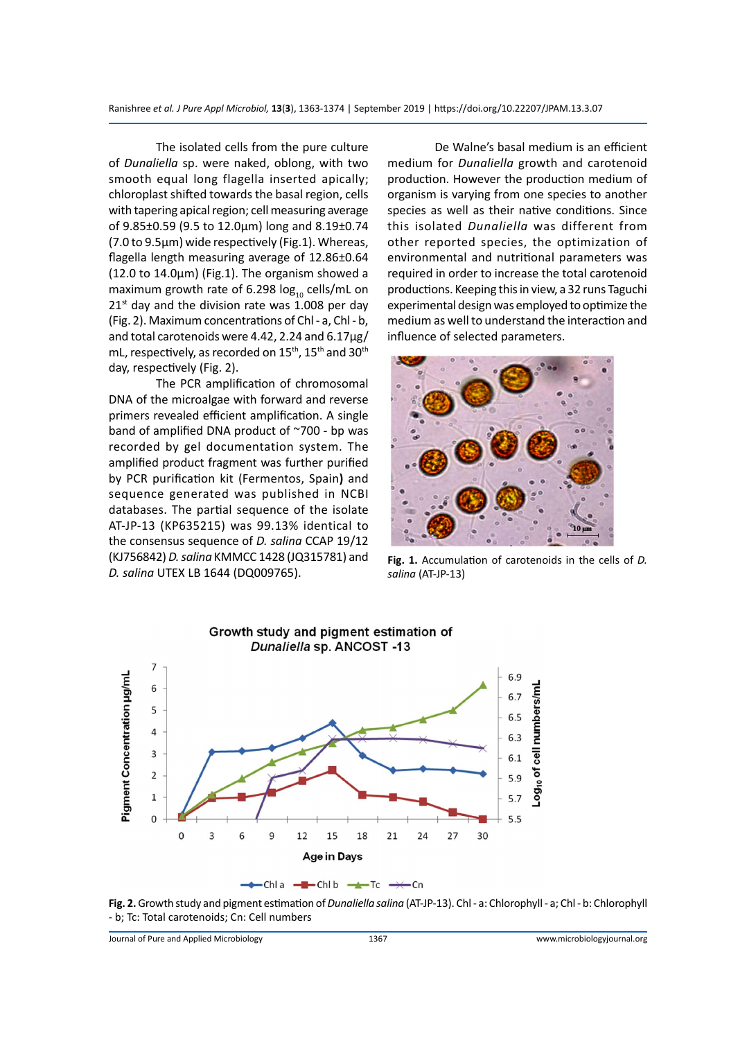The isolated cells from the pure culture of *Dunaliella* sp. were naked, oblong, with two smooth equal long flagella inserted apically; chloroplast shifted towards the basal region, cells with tapering apical region; cell measuring average of 9.85±0.59 (9.5 to 12.0µm) long and 8.19±0.74 (7.0 to 9.5µm) wide respectively (Fig.1). Whereas, flagella length measuring average of 12.86±0.64 (12.0 to 14.0µm) (Fig.1). The organism showed a maximum growth rate of 6.298 $\log_{10}$ cells/mL on 21$^{st}$ day and the division rate was 1.008 per day (Fig. 2). Maximum concentrations of Chl - a, Chl - b, and total carotenoids were 4.42, 2.24 and 6.17µg/mL, respectively, as recorded on 15$^{th}$, 15$^{th}$ and 30$^{th}$ day, respectively (Fig. 2).

The PCR amplification of chromosomal DNA of the microalgae with forward and reverse primers revealed efficient amplification. A single band of amplified DNA product of ~700 - bp was recorded by gel documentation system. The amplified product fragment was further purified by PCR purification kit (Fermentos, Spain**)** and sequence generated was published in NCBI databases. The partial sequence of the isolate AT-JP-13 (KP635215) was 99.13% identical to the consensus sequence of *D. salina* CCAP 19/12 (KJ756842) *D. salina* KMMCC 1428 (JQ315781) and *D. salina* UTEX LB 1644 (DQ009765).

De Walne's basal medium is an efficient medium for *Dunaliella* growth and carotenoid production. However the production medium of organism is varying from one species to another species as well as their native conditions. Since this isolated *Dunaliella* was different from other reported species, the optimization of environmental and nutritional parameters was required in order to increase the total carotenoid productions. Keeping this in view, a 32 runs Taguchi experimental design was employed to optimize the medium as well to understand the interaction and influence of selected parameters.

**Fig. 1.** Accumulation of carotenoids in the cells of *D. salina* (AT-JP-13)

**Fig. 2.** Growth study and pigment estimation of *Dunaliella salina* (AT-JP-13). Chl - a: Chlorophyll - a; Chl - b: Chlorophyll - b; Tc: Total carotenoids; Cn: Cell numbers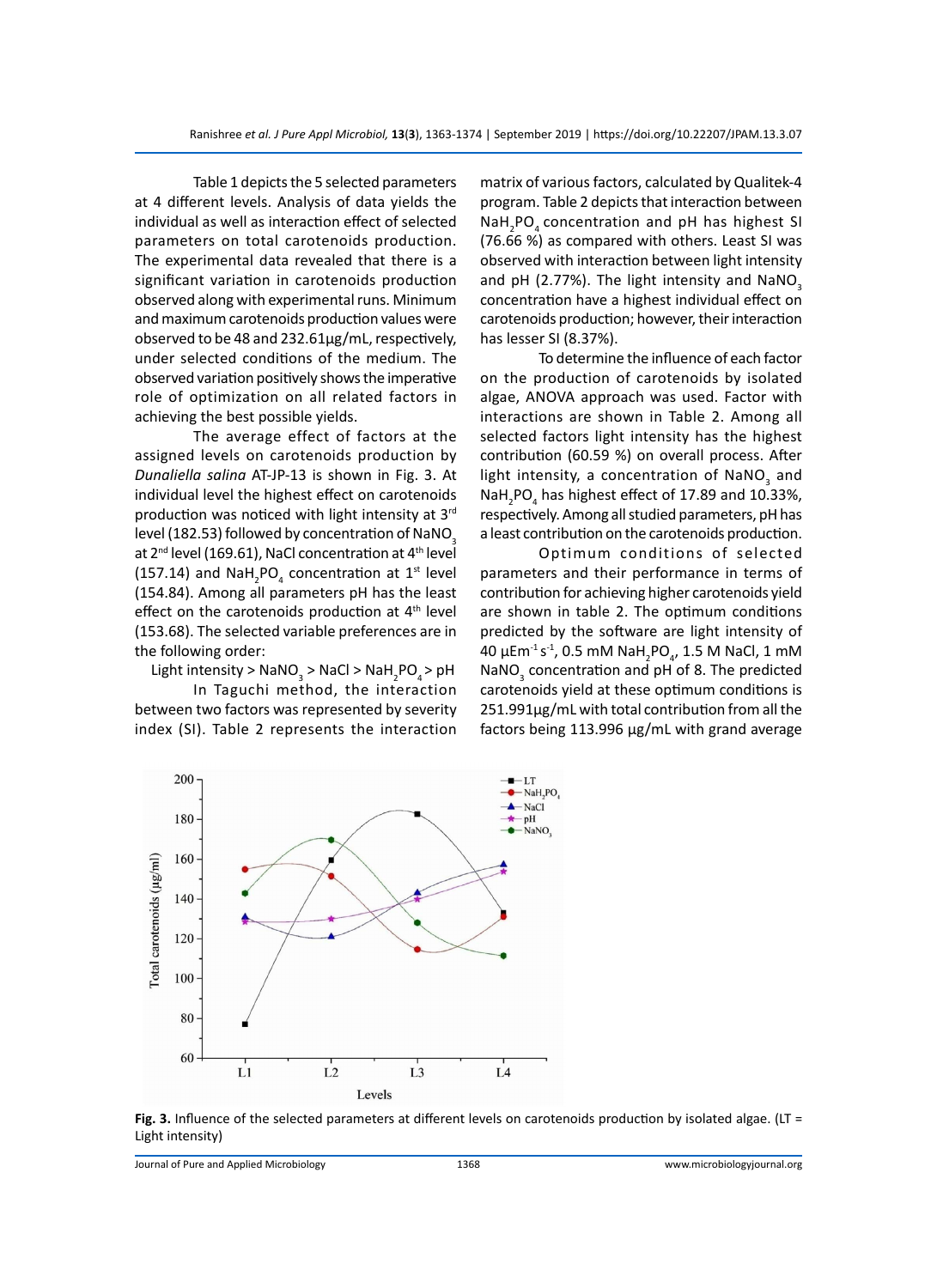Table 1 depicts the 5 selected parameters at 4 different levels. Analysis of data yields the individual as well as interaction effect of selected parameters on total carotenoids production. The experimental data revealed that there is a significant variation in carotenoids production observed along with experimental runs. Minimum and maximum carotenoids production values were observed to be 48 and 232.61µg/mL, respectively, under selected conditions of the medium. The observed variation positively shows the imperative role of optimization on all related factors in achieving the best possible yields.

The average effect of factors at the assigned levels on carotenoids production by *Dunaliella salina* AT-JP-13 is shown in Fig. 3. At individual level the highest effect on carotenoids production was noticed with light intensity at 3rd level (182.53) followed by concentration of $NaNO_3$ at 2nd level (169.61), NaCl concentration at 4th level (157.14) and $NaH_2PO_4$ concentration at 1st level (154.84). Among all parameters pH has the least effect on the carotenoids production at 4th level (153.68). The selected variable preferences are in the following order:

Light intensity > $NaNO_3$ > NaCl > $NaH_2PO_4$ > pH

In Taguchi method, the interaction between two factors was represented by severity index (SI). Table 2 represents the interaction matrix of various factors, calculated by Qualitek-4 program. Table 2 depicts that interaction between $NaH_2PO_4$ concentration and pH has highest SI (76.66 %) as compared with others. Least SI was observed with interaction between light intensity and pH (2.77%). The light intensity and $NaNO_3$ concentration have a highest individual effect on carotenoids production; however, their interaction has lesser SI (8.37%).

To determine the influence of each factor on the production of carotenoids by isolated algae, ANOVA approach was used. Factor with interactions are shown in Table 2. Among all selected factors light intensity has the highest contribution (60.59 %) on overall process. After light intensity, a concentration of $NaNO_3$ and $NaH_2PO_4$ has highest effect of 17.89 and 10.33%, respectively. Among all studied parameters, pH has a least contribution on the carotenoids production.

Optimum conditions of selected parameters and their performance in terms of contribution for achieving higher carotenoids yield are shown in table 2. The optimum conditions predicted by the software are light intensity of 40 µEm$^{-1}$ s$^{-1}$, 0.5 mM $NaH_2PO_4$, 1.5 M NaCl, 1 mM $NaNO_3$ concentration and pH of 8. The predicted carotenoids yield at these optimum conditions is 251.991µg/mL with total contribution from all the factors being 113.996 µg/mL with grand average

**Fig. 3.** Influence of the selected parameters at different levels on carotenoids production by isolated algae. (LT = Light intensity)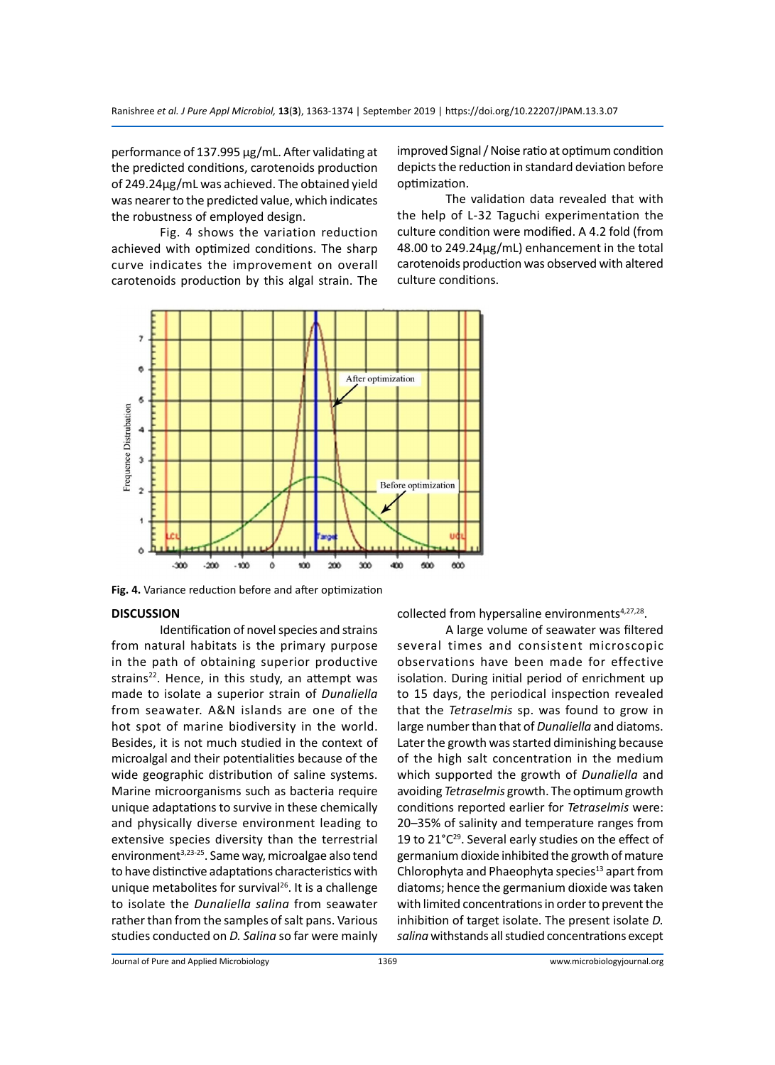performance of 137.995 µg/mL. After validating at the predicted conditions, carotenoids production of 249.24µg/mL was achieved. The obtained yield was nearer to the predicted value, which indicates the robustness of employed design.

Fig. 4 shows the variation reduction achieved with optimized conditions. The sharp curve indicates the improvement on overall carotenoids production by this algal strain. The improved Signal / Noise ratio at optimum condition depicts the reduction in standard deviation before optimization.

The validation data revealed that with the help of L-32 Taguchi experimentation the culture condition were modified. A 4.2 fold (from 48.00 to 249.24µg/mL) enhancement in the total carotenoids production was observed with altered culture conditions.

**Fig. 4.** Variance reduction before and after optimization

## DISCUSSION

Identification of novel species and strains from natural habitats is the primary purpose in the path of obtaining superior productive strains[22]. Hence, in this study, an attempt was made to isolate a superior strain of *Dunaliella* from seawater. A&N islands are one of the hot spot of marine biodiversity in the world. Besides, it is not much studied in the context of microalgal and their potentialities because of the wide geographic distribution of saline systems. Marine microorganisms such as bacteria require unique adaptations to survive in these chemically and physically diverse environment leading to extensive species diversity than the terrestrial environment[3,23-25]. Same way, microalgae also tend to have distinctive adaptations characteristics with unique metabolites for survival[26]. It is a challenge to isolate the *Dunaliella salina* from seawater rather than from the samples of salt pans. Various studies conducted on *D. Salina* so far were mainly collected from hypersaline environments[4,27,28].

A large volume of seawater was filtered several times and consistent microscopic observations have been made for effective isolation. During initial period of enrichment up to 15 days, the periodical inspection revealed that the *Tetraselmis* sp. was found to grow in large number than that of *Dunaliella* and diatoms. Later the growth was started diminishing because of the high salt concentration in the medium which supported the growth of *Dunaliella* and avoiding *Tetraselmis* growth. The optimum growth conditions reported earlier for *Tetraselmis* were: 20–35% of salinity and temperature ranges from 19 to 21°C[29]. Several early studies on the effect of germanium dioxide inhibited the growth of mature Chlorophyta and Phaeophyta species[13] apart from diatoms; hence the germanium dioxide was taken with limited concentrations in order to prevent the inhibition of target isolate. The present isolate *D. salina* withstands all studied concentrations except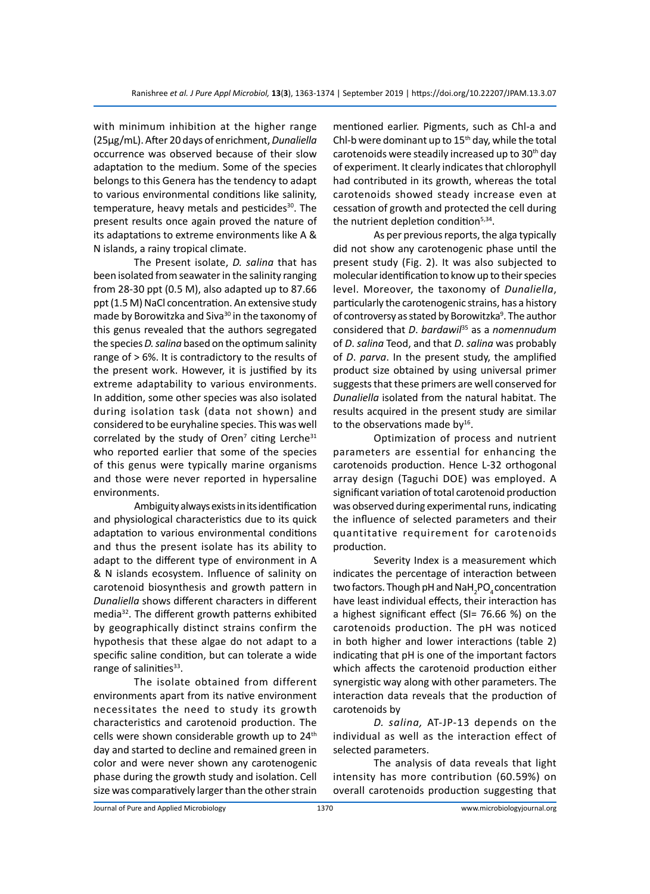with minimum inhibition at the higher range (25µg/mL). After 20 days of enrichment, *Dunaliella* occurrence was observed because of their slow adaptation to the medium. Some of the species belongs to this Genera has the tendency to adapt to various environmental conditions like salinity, temperature, heavy metals and pesticides[30]. The present results once again proved the nature of its adaptations to extreme environments like A & N islands, a rainy tropical climate.

The Present isolate, *D. salina* that has been isolated from seawater in the salinity ranging from 28-30 ppt (0.5 M), also adapted up to 87.66 ppt (1.5 M) NaCl concentration. An extensive study made by Borowitzka and Siva[30] in the taxonomy of this genus revealed that the authors segregated the species *D. salina* based on the optimum salinity range of > 6%. It is contradictory to the results of the present work. However, it is justified by its extreme adaptability to various environments. In addition, some other species was also isolated during isolation task (data not shown) and considered to be euryhaline species. This was well correlated by the study of Oren[7] citing Lerche[31] who reported earlier that some of the species of this genus were typically marine organisms and those were never reported in hypersaline environments.

Ambiguity always exists in its identification and physiological characteristics due to its quick adaptation to various environmental conditions and thus the present isolate has its ability to adapt to the different type of environment in A & N islands ecosystem. Influence of salinity on carotenoid biosynthesis and growth pattern in *Dunaliella* shows different characters in different media[32]. The different growth patterns exhibited by geographically distinct strains confirm the hypothesis that these algae do not adapt to a specific saline condition, but can tolerate a wide range of salinities[33].

The isolate obtained from different environments apart from its native environment necessitates the need to study its growth characteristics and carotenoid production. The cells were shown considerable growth up to 24th day and started to decline and remained green in color and were never shown any carotenogenic phase during the growth study and isolation. Cell size was comparatively larger than the other strain mentioned earlier. Pigments, such as Chl-a and Chl-b were dominant up to 15th day, while the total carotenoids were steadily increased up to 30th day of experiment. It clearly indicates that chlorophyll had contributed in its growth, whereas the total carotenoids showed steady increase even at cessation of growth and protected the cell during the nutrient depletion condition[5,34].

As per previous reports, the alga typically did not show any carotenogenic phase until the present study (Fig. 2). It was also subjected to molecular identification to know up to their species level. Moreover, the taxonomy of *Dunaliella*, particularly the carotenogenic strains, has a history of controversy as stated by Borowitzka[9]. The author considered that *D. bardawil*[35] as a *nomennudum* of *D. salina* Teod, and that *D. salina* was probably of *D. parva*. In the present study, the amplified product size obtained by using universal primer suggests that these primers are well conserved for *Dunaliella* isolated from the natural habitat. The results acquired in the present study are similar to the observations made by[16].

Optimization of process and nutrient parameters are essential for enhancing the carotenoids production. Hence L-32 orthogonal array design (Taguchi DOE) was employed. A significant variation of total carotenoid production was observed during experimental runs, indicating the influence of selected parameters and their quantitative requirement for carotenoids production.

Severity Index is a measurement which indicates the percentage of interaction between two factors. Though pH and $NaH_2PO_4$ concentration have least individual effects, their interaction has a highest significant effect (SI= 76.66 %) on the carotenoids production. The pH was noticed in both higher and lower interactions (table 2) indicating that pH is one of the important factors which affects the carotenoid production either synergistic way along with other parameters. The interaction data reveals that the production of carotenoids by

*D. salina,* AT-JP-13 depends on the individual as well as the interaction effect of selected parameters.

The analysis of data reveals that light intensity has more contribution (60.59%) on overall carotenoids production suggesting that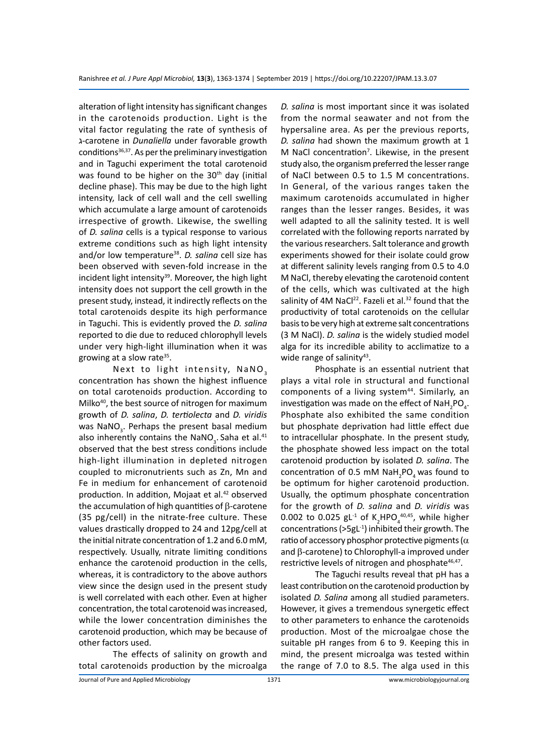alteration of light intensity has significant changes in the carotenoids production. Light is the vital factor regulating the rate of synthesis of ʎ-carotene in *Dunaliella* under favorable growth conditions[36,37]. As per the preliminary investigation and in Taguchi experiment the total carotenoid was found to be higher on the 30[th] day (initial decline phase). This may be due to the high light intensity, lack of cell wall and the cell swelling which accumulate a large amount of carotenoids irrespective of growth. Likewise, the swelling of *D. salina* cells is a typical response to various extreme conditions such as high light intensity and/or low temperature[38]. *D. salina* cell size has been observed with seven-fold increase in the incident light intensity[39]. Moreover, the high light intensity does not support the cell growth in the present study, instead, it indirectly reflects on the total carotenoids despite its high performance in Taguchi. This is evidently proved the *D. salina* reported to die due to reduced chlorophyll levels under very high-light illumination when it was growing at a slow rate[35].

Next to light intensity, $NaNO_3$ concentration has shown the highest influence on total carotenoids production. According to Milko[40], the best source of nitrogen for maximum growth of *D. salina*, *D. tertiolecta* and *D. viridis* was $NaNO_3$. Perhaps the present basal medium also inherently contains the $NaNO_3$. Saha et al.[41] observed that the best stress conditions include high-light illumination in depleted nitrogen coupled to micronutrients such as Zn, Mn and Fe in medium for enhancement of carotenoid production. In addition, Mojaat et al.[42] observed the accumulation of high quantities of β-carotene (35 pg/cell) in the nitrate-free culture. These values drastically dropped to 24 and 12pg/cell at the initial nitrate concentration of 1.2 and 6.0 mM, respectively. Usually, nitrate limiting conditions enhance the carotenoid production in the cells, whereas, it is contradictory to the above authors view since the design used in the present study is well correlated with each other. Even at higher concentration, the total carotenoid was increased, while the lower concentration diminishes the carotenoid production, which may be because of other factors used.

The effects of salinity on growth and total carotenoids production by the microalga *D. salina* is most important since it was isolated from the normal seawater and not from the hypersaline area. As per the previous reports, *D. salina* had shown the maximum growth at 1 M NaCl concentration[7]. Likewise, in the present study also, the organism preferred the lesser range of NaCl between 0.5 to 1.5 M concentrations. In General, of the various ranges taken the maximum carotenoids accumulated in higher ranges than the lesser ranges. Besides, it was well adapted to all the salinity tested. It is well correlated with the following reports narrated by the various researchers. Salt tolerance and growth experiments showed for their isolate could grow at different salinity levels ranging from 0.5 to 4.0 M NaCl, thereby elevating the carotenoid content of the cells, which was cultivated at the high salinity of 4M NaCl[22]. Fazeli et al.[32] found that the productivity of total carotenoids on the cellular basis to be very high at extreme salt concentrations (3 M NaCl). *D. salina* is the widely studied model alga for its incredible ability to acclimatize to a wide range of salinity[43].

Phosphate is an essential nutrient that plays a vital role in structural and functional components of a living system[44]. Similarly, an investigation was made on the effect of $NaH_2PO_4$. Phosphate also exhibited the same condition but phosphate deprivation had little effect due to intracellular phosphate. In the present study, the phosphate showed less impact on the total carotenoid production by isolated *D. salina*. The concentration of 0.5 mM $NaH_2PO_4$ was found to be optimum for higher carotenoid production. Usually, the optimum phosphate concentration for the growth of *D. salina* and *D. viridis* was 0.002 to 0.025 $gL^{-1}$ of $K_2HPO_4$[40,45], while higher concentrations (>5$gL^{-1}$) inhibited their growth. The ratio of accessory phosphor protective pigments (α and β-carotene) to Chlorophyll-a improved under restrictive levels of nitrogen and phosphate[46,47].

The Taguchi results reveal that pH has a least contribution on the carotenoid production by isolated *D. Salina* among all studied parameters. However, it gives a tremendous synergetic effect to other parameters to enhance the carotenoids production. Most of the microalgae chose the suitable pH ranges from 6 to 9. Keeping this in mind, the present microalga was tested within the range of 7.0 to 8.5. The alga used in this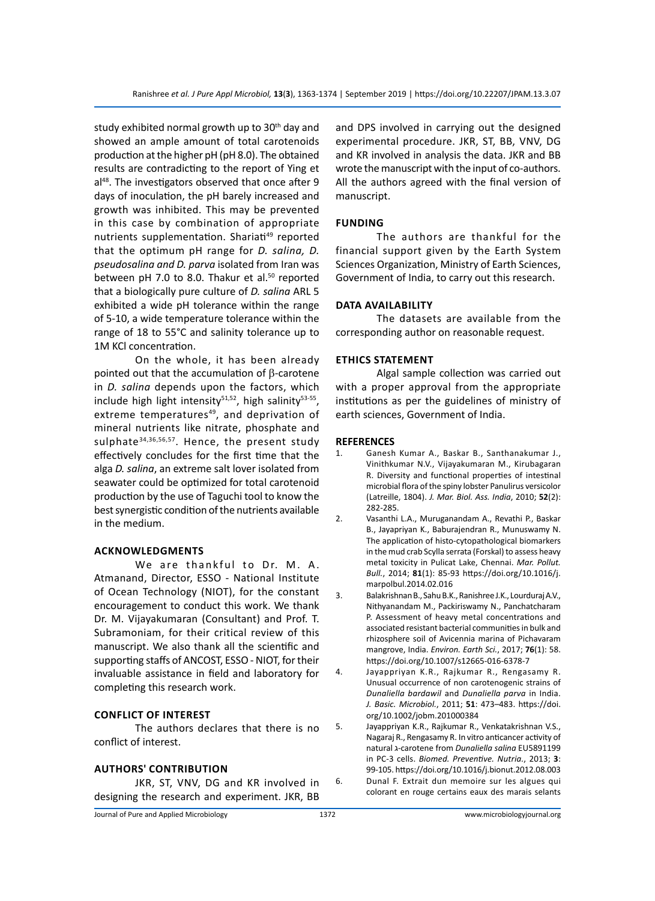study exhibited normal growth up to 30th day and showed an ample amount of total carotenoids production at the higher pH (pH 8.0). The obtained results are contradicting to the report of Ying et al[48]. The investigators observed that once after 9 days of inoculation, the pH barely increased and growth was inhibited. This may be prevented in this case by combination of appropriate nutrients supplementation. Shariati[49] reported that the optimum pH range for *D. salina, D. pseudosalina and D. parva* isolated from Iran was between pH 7.0 to 8.0. Thakur et al.[50] reported that a biologically pure culture of *D. salina* ARL 5 exhibited a wide pH tolerance within the range of 5-10, a wide temperature tolerance within the range of 18 to 55°C and salinity tolerance up to 1M KCl concentration.

On the whole, it has been already pointed out that the accumulation of β-carotene in *D. salina* depends upon the factors, which include high light intensity[51,52], high salinity[53-55], extreme temperatures[49], and deprivation of mineral nutrients like nitrate, phosphate and sulphate[34,36,56,57]. Hence, the present study effectively concludes for the first time that the alga *D. salina*, an extreme salt lover isolated from seawater could be optimized for total carotenoid production by the use of Taguchi tool to know the best synergistic condition of the nutrients available in the medium.

## ACKNOWLEDGMENTS

We are thankful to Dr. M. A. Atmanand, Director, ESSO - National Institute of Ocean Technology (NIOT), for the constant encouragement to conduct this work. We thank Dr. M. Vijayakumaran (Consultant) and Prof. T. Subramoniam, for their critical review of this manuscript. We also thank all the scientific and supporting staffs of ANCOST, ESSO - NIOT, for their invaluable assistance in field and laboratory for completing this research work.

## CONFLICT OF INTEREST

The authors declares that there is no conflict of interest.

## AUTHORS' CONTRIBUTION

JKR, ST, VNV, DG and KR involved in designing the research and experiment. JKR, BB and DPS involved in carrying out the designed experimental procedure. JKR, ST, BB, VNV, DG and KR involved in analysis the data. JKR and BB wrote the manuscript with the input of co-authors. All the authors agreed with the final version of manuscript.

## FUNDING

The authors are thankful for the financial support given by the Earth System Sciences Organization, Ministry of Earth Sciences, Government of India, to carry out this research.

## DATA AVAILABILITY

The datasets are available from the corresponding author on reasonable request.

## ETHICS STATEMENT

Algal sample collection was carried out with a proper approval from the appropriate institutions as per the guidelines of ministry of earth sciences, Government of India.

## REFERENCES

1. Ganesh Kumar A., Baskar B., Santhanakumar J., Vinithkumar N.V., Vijayakumaran M., Kirubagaran R. Diversity and functional properties of intestinal microbial flora of the spiny lobster Panulirus versicolor (Latreille, 1804). *J. Mar. Biol. Ass. India*, 2010; **52**(2): 282-285.
2. Vasanthi L.A., Muruganandam A., Revathi P., Baskar B., Jayapriyan K., Baburajendran R., Munuswamy N. The application of histo-cytopathological biomarkers in the mud crab Scylla serrata (Forskal) to assess heavy metal toxicity in Pulicat Lake, Chennai. *Mar. Pollut. Bull.*, 2014; **81**(1): 85-93 https://doi.org/10.1016/j.marpolbul.2014.02.016
3. Balakrishnan B., Sahu B.K., Ranishree J.K., Lourduraj A.V., Nithyanandam M., Packiriswamy N., Panchatcharam P. Assessment of heavy metal concentrations and associated resistant bacterial communities in bulk and rhizosphere soil of Avicennia marina of Pichavaram mangrove, India. *Environ. Earth Sci.*, 2017; **76**(1): 58. https://doi.org/10.1007/s12665-016-6378-7
4. Jayappriyan K.R., Rajkumar R., Rengasamy R. Unusual occurrence of non carotenogenic strains of *Dunaliella bardawil* and *Dunaliella parva* in India. *J. Basic. Microbiol.*, 2011; **51**: 473–483. https://doi.org/10.1002/jobm.201000384
5. Jayappriyan K.R., Rajkumar R., Venkatakrishnan V.S., Nagaraj R., Rengasamy R. In vitro anticancer activity of natural ϡ-carotene from *Dunaliella salina* EU5891199 in PC-3 cells. *Biomed. Preventive. Nutria.*, 2013; **3**: 99-105. https://doi.org/10.1016/j.bionut.2012.08.003
6. Dunal F. Extrait dun memoire sur les algues qui colorant en rouge certains eaux des marais selants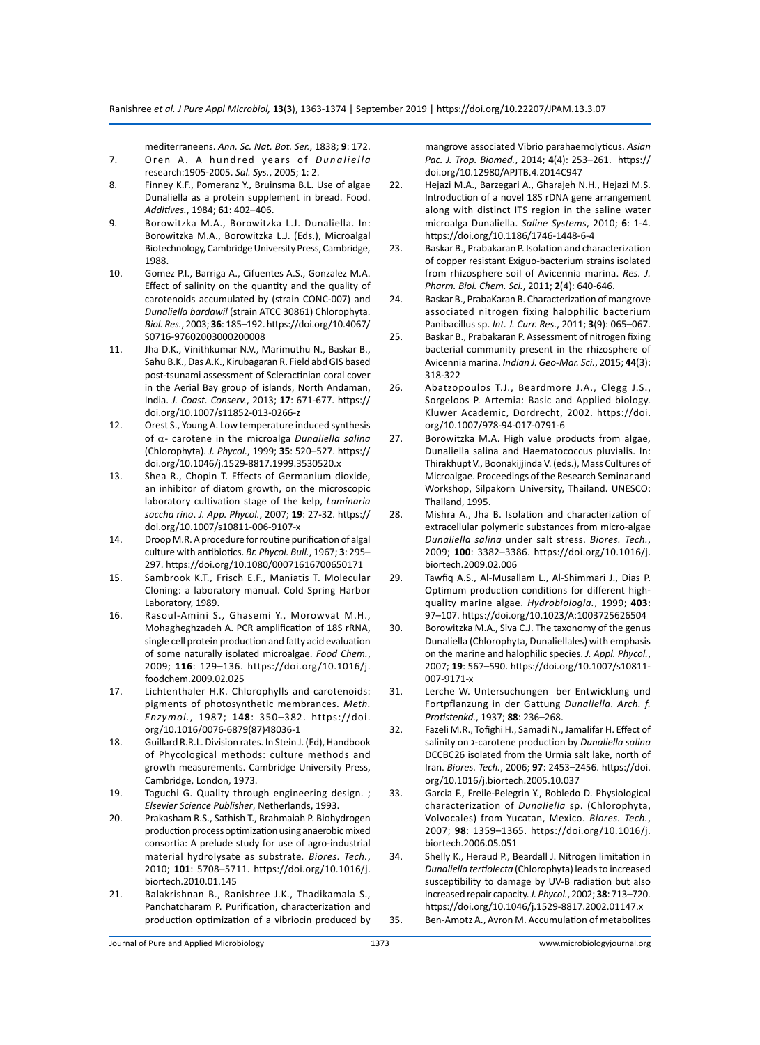mediterraneens. *Ann. Sc. Nat. Bot. Ser.*, 1838; **9**: 172.

7. Oren A. A hundred years of *Dunaliella* research:1905-2005. *Sal. Sys.*, 2005; **1**: 2.
8. Finney K.F., Pomeranz Y., Bruinsma B.L. Use of algae Dunaliella as a protein supplement in bread. Food. *Additives.*, 1984; **61**: 402–406.
9. Borowitzka M.A., Borowitzka L.J. Dunaliella. In: Borowitzka M.A., Borowitzka L.J. (Eds.), Microalgal Biotechnology, Cambridge University Press, Cambridge, 1988.
10. Gomez P.I., Barriga A., Cifuentes A.S., Gonzalez M.A. Effect of salinity on the quantity and the quality of carotenoids accumulated by (strain CONC-007) and *Dunaliella bardawil* (strain ATCC 30861) Chlorophyta. *Biol. Res.*, 2003; **36**: 185–192. https://doi.org/10.4067/S0716-97602003000200008
11. Jha D.K., Vinithkumar N.V., Marimuthu N., Baskar B., Sahu B.K., Das A.K., Kirubagaran R. Field abd GIS based post-tsunami assessment of Scleractinian coral cover in the Aerial Bay group of islands, North Andaman, India. *J. Coast. Conserv.*, 2013; **17**: 671-677. https://doi.org/10.1007/s11852-013-0266-z
12. Orest S., Young A. Low temperature induced synthesis of α- carotene in the microalga *Dunaliella salina* (Chlorophyta). *J. Phycol.*, 1999; **35**: 520–527. https://doi.org/10.1046/j.1529-8817.1999.3530520.x
13. Shea R., Chopin T. Effects of Germanium dioxide, an inhibitor of diatom growth, on the microscopic laboratory cultivation stage of the kelp, *Laminaria saccha rina*. *J. App. Phycol.*, 2007; **19**: 27-32. https://doi.org/10.1007/s10811-006-9107-x
14. Droop M.R. A procedure for routine purification of algal culture with antibiotics. *Br. Phycol. Bull.*, 1967; **3**: 295–297. https://doi.org/10.1080/00071616700650171
15. Sambrook K.T., Frisch E.F., Maniatis T. Molecular Cloning: a laboratory manual. Cold Spring Harbor Laboratory, 1989.
16. Rasoul-Amini S., Ghasemi Y., Morowvat M.H., Mohagheghzadeh A. PCR amplification of 18S rRNA, single cell protein production and fatty acid evaluation of some naturally isolated microalgae. *Food Chem.*, 2009; **116**: 129–136. https://doi.org/10.1016/j.foodchem.2009.02.025
17. Lichtenthaler H.K. Chlorophylls and carotenoids: pigments of photosynthetic membranes. *Meth. Enzymol.*, 1987; **148**: 350–382. https://doi.org/10.1016/0076-6879(87)48036-1
18. Guillard R.R.L. Division rates. In Stein J. (Ed), Handbook of Phycological methods: culture methods and growth measurements. Cambridge University Press, Cambridge, London, 1973.
19. Taguchi G. Quality through engineering design. ; *Elsevier Science Publisher*, Netherlands, 1993.
20. Prakasham R.S., Sathish T., Brahmaiah P. Biohydrogen production process optimization using anaerobic mixed consortia: A prelude study for use of agro-industrial material hydrolysate as substrate. *Biores. Tech.*, 2010; **101**: 5708–5711. https://doi.org/10.1016/j.biortech.2010.01.145
21. Balakrishnan B., Ranishree J.K., Thadikamala S., Panchatcharam P. Purification, characterization and production optimization of a vibriocin produced by mangrove associated Vibrio parahaemolyticus. *Asian Pac. J. Trop. Biomed.*, 2014; **4**(4): 253–261. https://doi.org/10.12980/APJTB.4.2014C947
22. Hejazi M.A., Barzegari A., Gharajeh N.H., Hejazi M.S. Introduction of a novel 18S rDNA gene arrangement along with distinct ITS region in the saline water microalga Dunaliella. *Saline Systems*, 2010; **6**: 1-4. https://doi.org/10.1186/1746-1448-6-4
23. Baskar B., Prabakaran P. Isolation and characterization of copper resistant Exiguo-bacterium strains isolated from rhizosphere soil of Avicennia marina. *Res. J. Pharm. Biol. Chem. Sci.*, 2011; **2**(4): 640-646.
24. Baskar B., PrabaKaran B. Characterization of mangrove associated nitrogen fixing halophilic bacterium Panibacillus sp. *Int. J. Curr. Res.*, 2011; **3**(9): 065–067.
25. Baskar B., Prabakaran P. Assessment of nitrogen fixing bacterial community present in the rhizosphere of Avicennia marina. *Indian J. Geo-Mar. Sci.*, 2015; **44**(3): 318-322
26. Abatzopoulos T.J., Beardmore J.A., Clegg J.S., Sorgeloos P. Artemia: Basic and Applied biology. Kluwer Academic, Dordrecht, 2002. https://doi.org/10.1007/978-94-017-0791-6
27. Borowitzka M.A. High value products from algae, Dunaliella salina and Haematococcus pluvialis. In: Thirakhupt V., Boonakijjinda V. (eds.), Mass Cultures of Microalgae. Proceedings of the Research Seminar and Workshop, Silpakorn University, Thailand. UNESCO: Thailand, 1995.
28. Mishra A., Jha B. Isolation and characterization of extracellular polymeric substances from micro-algae *Dunaliella salina* under salt stress. *Biores. Tech.*, 2009; **100**: 3382–3386. https://doi.org/10.1016/j.biortech.2009.02.006
29. Tawfiq A.S., Al-Musallam L., Al-Shimmari J., Dias P. Optimum production conditions for different high-quality marine algae. *Hydrobiologia.*, 1999; **403**: 97–107. https://doi.org/10.1023/A:1003725626504
30. Borowitzka M.A., Siva C.J. The taxonomy of the genus Dunaliella (Chlorophyta, Dunaliellales) with emphasis on the marine and halophilic species. *J. Appl. Phycol.*, 2007; **19**: 567–590. https://doi.org/10.1007/s10811-007-9171-x
31. Lerche W. Untersuchungen ber Entwicklung und Fortpflanzung in der Gattung *Dunaliella*. *Arch. f. Protistenkd.*, 1937; **88**: 236–268.
32. Fazeli M.R., Tofighi H., Samadi N., Jamalifar H. Effect of salinity on ג-carotene production by *Dunaliella salina* DCCBC26 isolated from the Urmia salt lake, north of Iran. *Biores. Tech.*, 2006; **97**: 2453–2456. https://doi.org/10.1016/j.biortech.2005.10.037
33. Garcia F., Freile-Pelegrin Y., Robledo D. Physiological characterization of *Dunaliella* sp. (Chlorophyta, Volvocales) from Yucatan, Mexico. *Biores. Tech.*, 2007; **98**: 1359–1365. https://doi.org/10.1016/j.biortech.2006.05.051
34. Shelly K., Heraud P., Beardall J. Nitrogen limitation in *Dunaliella tertiolecta* (Chlorophyta) leads to increased susceptibility to damage by UV-B radiation but also increased repair capacity. *J. Phycol.*, 2002; **38**: 713–720. https://doi.org/10.1046/j.1529-8817.2002.01147.x
35. Ben-Amotz A., Avron M. Accumulation of metabolites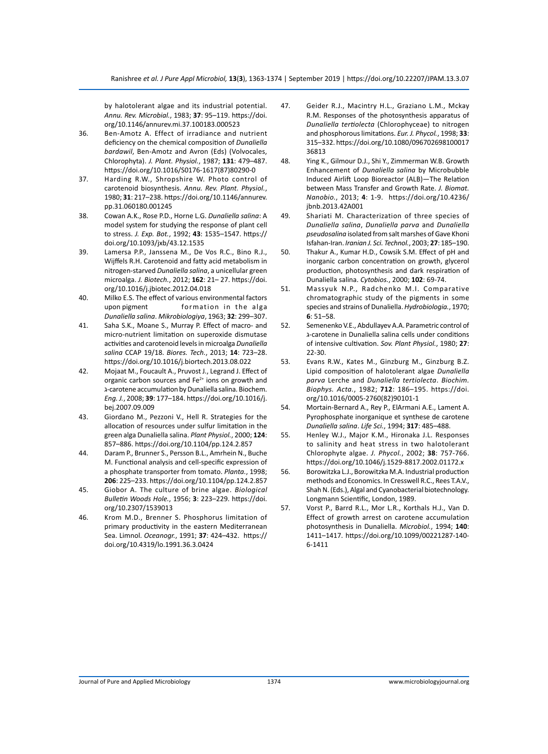by halotolerant algae and its industrial potential. *Annu. Rev. Microbial.*, 1983; **37**: 95–119. https://doi.org/10.1146/annurev.mi.37.100183.000523

36. Ben-Amotz A. Effect of irradiance and nutrient deficiency on the chemical composition of *Dunaliella bardawil*, Ben-Amotz and Avron (Eds) (Volvocales, Chlorophyta). *J. Plant. Physiol.*, 1987; **131**: 479–487. https://doi.org/10.1016/S0176-1617(87)80290-0
37. Harding R.W., Shropshire W. Photo control of carotenoid biosynthesis. *Annu. Rev. Plant. Physiol.*, 1980; **31**: 217–238. https://doi.org/10.1146/annurev.pp.31.060180.001245
38. Cowan A.K., Rose P.D., Horne L.G. *Dunaliella salina*: A model system for studying the response of plant cell to stress. *J. Exp. Bot.*, 1992; **43**: 1535–1547. https://doi.org/10.1093/jxb/43.12.1535
39. Lamersa P.P., Janssena M., De Vos R.C., Bino R.J., Wijffels R.H. Carotenoid and fatty acid metabolism in nitrogen-starved *Dunaliella salina*, a unicellular green microalga. *J. Biotech.*, 2012; **162**: 21– 27. https://doi.org/10.1016/j.jbiotec.2012.04.018
40. Milko E.S. The effect of various environmental factors upon pigment formation in the alga *Dunaliella salina*. *Mikrobiologiya*, 1963; **32**: 299–307.
41. Saha S.K., Moane S., Murray P. Effect of macro- and micro-nutrient limitation on superoxide dismutase activities and carotenoid levels in microalga *Dunaliella salina* CCAP 19/18. *Biores. Tech.*, 2013; **14**: 723–28. https://doi.org/10.1016/j.biortech.2013.08.022
42. Mojaat M., Foucault A., Pruvost J., Legrand J. Effect of organic carbon sources and $Fe^{2+}$ ions on growth and ϶-carotene accumulation by Dunaliella salina. Biochem. *Eng. J.*, 2008; **39**: 177–184. https://doi.org/10.1016/j.bej.2007.09.009
43. Giordano M., Pezzoni V., Hell R. Strategies for the allocation of resources under sulfur limitation in the green alga Dunaliella salina. *Plant Physiol.*, 2000; **124**: 857–886. https://doi.org/10.1104/pp.124.2.857
44. Daram P., Brunner S., Persson B.L., Amrhein N., Buche M. Functional analysis and cell-specific expression of a phosphate transporter from tomato. *Planta.*, 1998; **206**: 225–233. https://doi.org/10.1104/pp.124.2.857
45. Giobor A. The culture of brine algae. *Biological Bulletin Woods Hole.*, 1956; **3**: 223–229. https://doi.org/10.2307/1539013
46. Krom M.D., Brenner S. Phosphorus limitation of primary productivity in the eastern Mediterranean Sea. Limnol. *Oceanogr.*, 1991; **37**: 424–432. https://doi.org/10.4319/lo.1991.36.3.0424
47. Geider R.J., Macintry H.L., Graziano L.M., Mckay R.M. Responses of the photosynthesis apparatus of *Dunaliella tertiolecta* (Chlorophyceae) to nitrogen and phosphorous limitations. *Eur. J. Phycol.*, 1998; **33**: 315–332. https://doi.org/10.1080/09670269810001736813
48. Ying K., Gilmour D.J., Shi Y., Zimmerman W.B. Growth Enhancement of *Dunaliella salina* by Microbubble Induced Airlift Loop Bioreactor (ALB)—The Relation between Mass Transfer and Growth Rate. *J. Biomat. Nanobio.*, 2013; **4**: 1-9. https://doi.org/10.4236/jbnb.2013.42A001
49. Shariati M. Characterization of three species of *Dunaliella salina*, *Dunaliella parva* and *Dunaliella pseudosalina* isolated from salt marshes of Gave Khoni Isfahan-Iran. *Iranian J. Sci. Technol.*, 2003; **27**: 185–190.
50. Thakur A., Kumar H.D., Cowsik S.M. Effect of pH and inorganic carbon concentration on growth, glycerol production, photosynthesis and dark respiration of Dunaliella salina. *Cytobios.*, 2000; **102**: 69-74.
51. Massyuk N.P., Radchenko M.I. Comparative chromatographic study of the pigments in some species and strains of Dunaliella. *Hydrobiologia.*, 1970; **6**: 51–58.
52. Semenenko V.E., Abdullayev A.A. Parametric control of ϶-carotene in Dunaliella salina cells under conditions of intensive cultivation. *Sov. Plant Physiol.*, 1980; **27**: 22-30.
53. Evans R.W., Kates M., Ginzburg M., Ginzburg B.Z. Lipid composition of halotolerant algae *Dunaliella parva* Lerche and *Dunaliella tertiolecta*. *Biochim. Biophys. Acta.*, 1982; **712**: 186–195. https://doi.org/10.1016/0005-2760(82)90101-1
54. Mortain-Bernard A., Rey P., ElArmani A.E., Lament A. Pyrophosphate inorganique et synthese de carotene *Dunaliella salina*. *Life Sci.*, 1994; **317**: 485–488.
55. Henley W.J., Major K.M., Hironaka J.L. Responses to salinity and heat stress in two halotolerant Chlorophyte algae. *J. Phycol.*, 2002; **38**: 757-766. https://doi.org/10.1046/j.1529-8817.2002.01172.x
56. Borowitzka L.J., Borowitzka M.A. Industrial production methods and Economics. In Cresswell R.C., Rees T.A.V., Shah N. (Eds.), Algal and Cyanobacterial biotechnology. Longmann Scientific, London, 1989.
57. Vorst P., Barrd R.L., Mor L.R., Korthals H.J., Van D. Effect of growth arrest on carotene accumulation photosynthesis in Dunaliella. *Microbiol.*, 1994; **140**: 1411–1417. https://doi.org/10.1099/00221287-140-6-1411